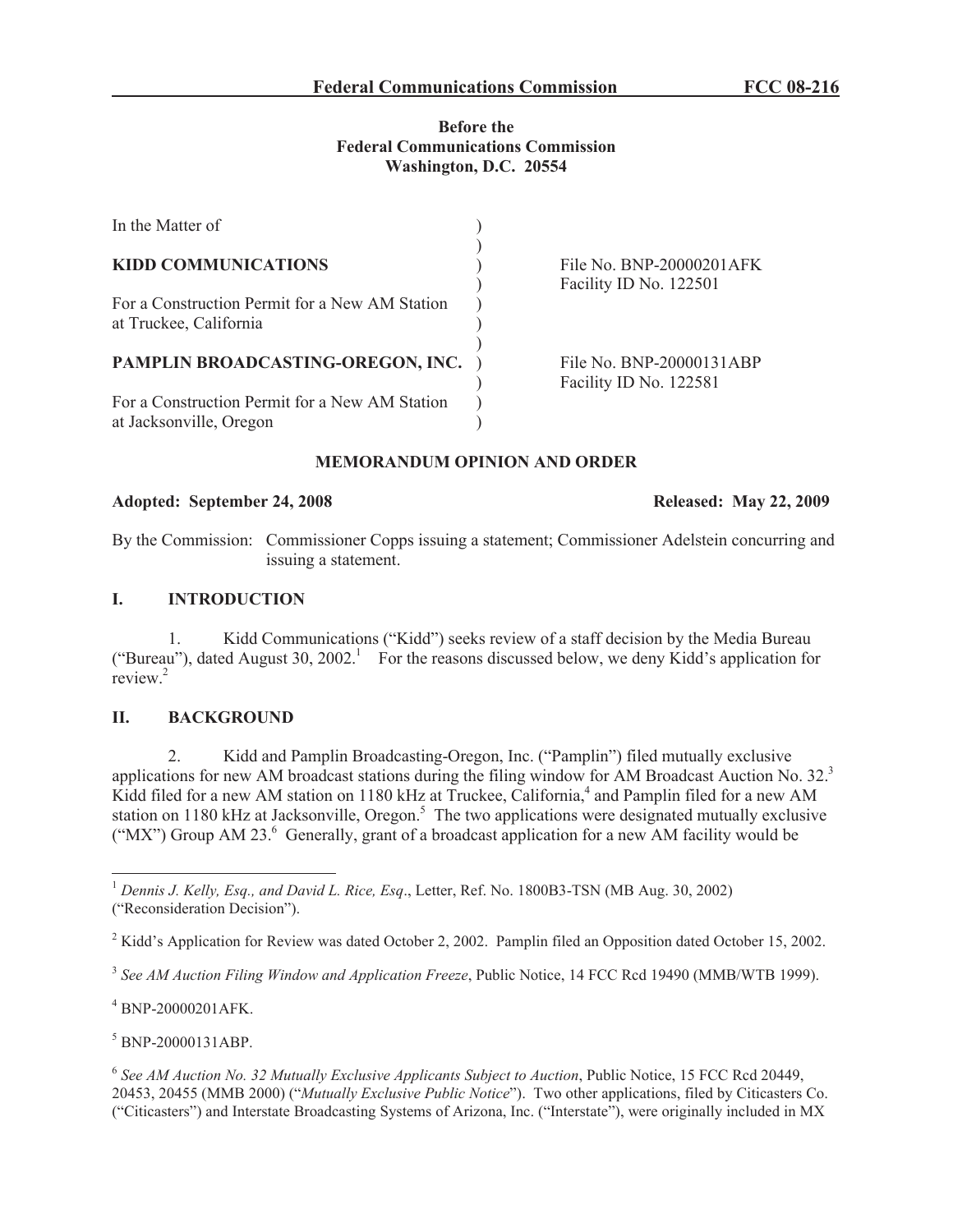**Federal Communications Commission FCC 08-216**

**Before the**
**Federal Communications Commission**
**Washington, D.C. 20554**

| | |
|---|---|
| In the Matter of | |
| **KIDD COMMUNICATIONS** | File No. BNP-20000201AFK<br>Facility ID No. 122501 |
| For a Construction Permit for a New AM Station at Truckee, California | |
| **PAMPLIN BROADCASTING-OREGON, INC.** | File No. BNP-20000131ABP<br>Facility ID No. 122581 |
| For a Construction Permit for a New AM Station at Jacksonville, Oregon | |

**MEMORANDUM OPINION AND ORDER**

**Adopted: September 24, 2008** **Released: May 22, 2009**

By the Commission: Commissioner Copps issuing a statement; Commissioner Adelstein concurring and issuing a statement.

## I. INTRODUCTION

1. Kidd Communications ("Kidd") seeks review of a staff decision by the Media Bureau ("Bureau"), dated August 30, 2002.[1] For the reasons discussed below, we deny Kidd's application for review.[2]

## II. BACKGROUND

2. Kidd and Pamplin Broadcasting-Oregon, Inc. ("Pamplin") filed mutually exclusive applications for new AM broadcast stations during the filing window for AM Broadcast Auction No. 32.[3] Kidd filed for a new AM station on 1180 kHz at Truckee, California,[4] and Pamplin filed for a new AM station on 1180 kHz at Jacksonville, Oregon.[5] The two applications were designated mutually exclusive ("MX") Group AM 23.[6] Generally, grant of a broadcast application for a new AM facility would be

---

[1] *Dennis J. Kelly, Esq., and David L. Rice, Esq*., Letter, Ref. No. 1800B3-TSN (MB Aug. 30, 2002) ("Reconsideration Decision").

[2] Kidd's Application for Review was dated October 2, 2002. Pamplin filed an Opposition dated October 15, 2002.

[3] *See AM Auction Filing Window and Application Freeze*, Public Notice, 14 FCC Rcd 19490 (MMB/WTB 1999).

[4] BNP-20000201AFK.

[5] BNP-20000131ABP.

[6] *See AM Auction No. 32 Mutually Exclusive Applicants Subject to Auction*, Public Notice, 15 FCC Rcd 20449, 20453, 20455 (MMB 2000) ("*Mutually Exclusive Public Notice*"). Two other applications, filed by Citicasters Co. ("Citicasters") and Interstate Broadcasting Systems of Arizona, Inc. ("Interstate"), were originally included in MX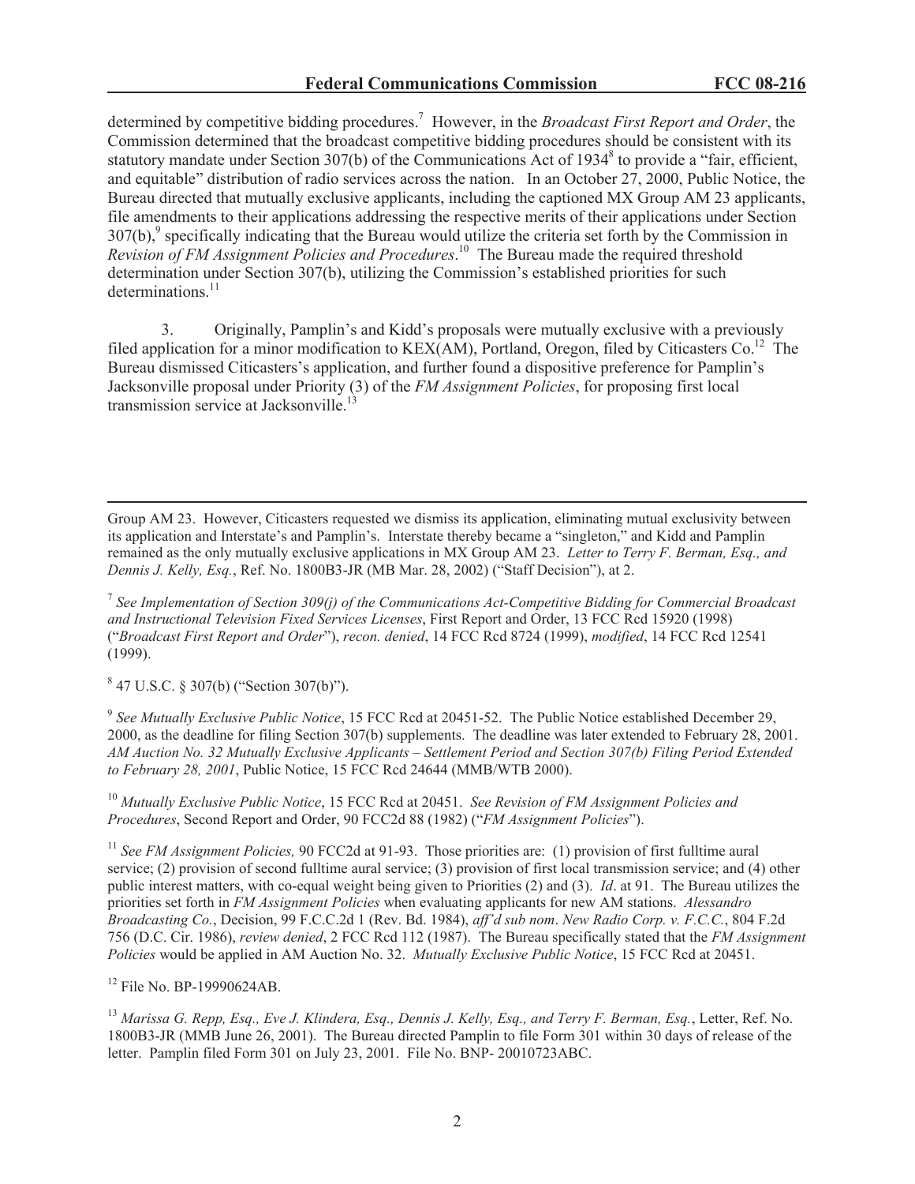determined by competitive bidding procedures.[7] However, in the *Broadcast First Report and Order*, the Commission determined that the broadcast competitive bidding procedures should be consistent with its statutory mandate under Section 307(b) of the Communications Act of 1934[8] to provide a "fair, efficient, and equitable" distribution of radio services across the nation. In an October 27, 2000, Public Notice, the Bureau directed that mutually exclusive applicants, including the captioned MX Group AM 23 applicants, file amendments to their applications addressing the respective merits of their applications under Section 307(b),[9] specifically indicating that the Bureau would utilize the criteria set forth by the Commission in *Revision of FM Assignment Policies and Procedures*.[10] The Bureau made the required threshold determination under Section 307(b), utilizing the Commission's established priorities for such determinations.[11]

3. Originally, Pamplin's and Kidd's proposals were mutually exclusive with a previously filed application for a minor modification to KEX(AM), Portland, Oregon, filed by Citicasters Co.[12] The Bureau dismissed Citicasters's application, and further found a dispositive preference for Pamplin's Jacksonville proposal under Priority (3) of the *FM Assignment Policies*, for proposing first local transmission service at Jacksonville.[13]

---

Group AM 23. However, Citicasters requested we dismiss its application, eliminating mutual exclusivity between its application and Interstate's and Pamplin's. Interstate thereby became a "singleton," and Kidd and Pamplin remained as the only mutually exclusive applications in MX Group AM 23. *Letter to Terry F. Berman, Esq., and Dennis J. Kelly, Esq.*, Ref. No. 1800B3-JR (MB Mar. 28, 2002) ("Staff Decision"), at 2.

[7] *See Implementation of Section 309(j) of the Communications Act-Competitive Bidding for Commercial Broadcast and Instructional Television Fixed Services Licenses*, First Report and Order, 13 FCC Rcd 15920 (1998) ("*Broadcast First Report and Order*"), *recon. denied*, 14 FCC Rcd 8724 (1999), *modified*, 14 FCC Rcd 12541 (1999).

[8] 47 U.S.C. § 307(b) ("Section 307(b)").

[9] *See Mutually Exclusive Public Notice*, 15 FCC Rcd at 20451-52. The Public Notice established December 29, 2000, as the deadline for filing Section 307(b) supplements. The deadline was later extended to February 28, 2001. *AM Auction No. 32 Mutually Exclusive Applicants – Settlement Period and Section 307(b) Filing Period Extended to February 28, 2001*, Public Notice, 15 FCC Rcd 24644 (MMB/WTB 2000).

[10] *Mutually Exclusive Public Notice*, 15 FCC Rcd at 20451. *See Revision of FM Assignment Policies and Procedures*, Second Report and Order, 90 FCC2d 88 (1982) ("*FM Assignment Policies*").

[11] *See FM Assignment Policies,* 90 FCC2d at 91-93. Those priorities are: (1) provision of first fulltime aural service; (2) provision of second fulltime aural service; (3) provision of first local transmission service; and (4) other public interest matters, with co-equal weight being given to Priorities (2) and (3). *Id*. at 91. The Bureau utilizes the priorities set forth in *FM Assignment Policies* when evaluating applicants for new AM stations. *Alessandro Broadcasting Co.*, Decision, 99 F.C.C.2d 1 (Rev. Bd. 1984), *aff'd sub nom*. *New Radio Corp. v. F.C.C.*, 804 F.2d 756 (D.C. Cir. 1986), *review denied*, 2 FCC Rcd 112 (1987). The Bureau specifically stated that the *FM Assignment Policies* would be applied in AM Auction No. 32. *Mutually Exclusive Public Notice*, 15 FCC Rcd at 20451.

[12] File No. BP-19990624AB.

[13] *Marissa G. Repp, Esq., Eve J. Klindera, Esq., Dennis J. Kelly, Esq., and Terry F. Berman, Esq.*, Letter, Ref. No. 1800B3-JR (MMB June 26, 2001). The Bureau directed Pamplin to file Form 301 within 30 days of release of the letter. Pamplin filed Form 301 on July 23, 2001. File No. BNP- 20010723ABC.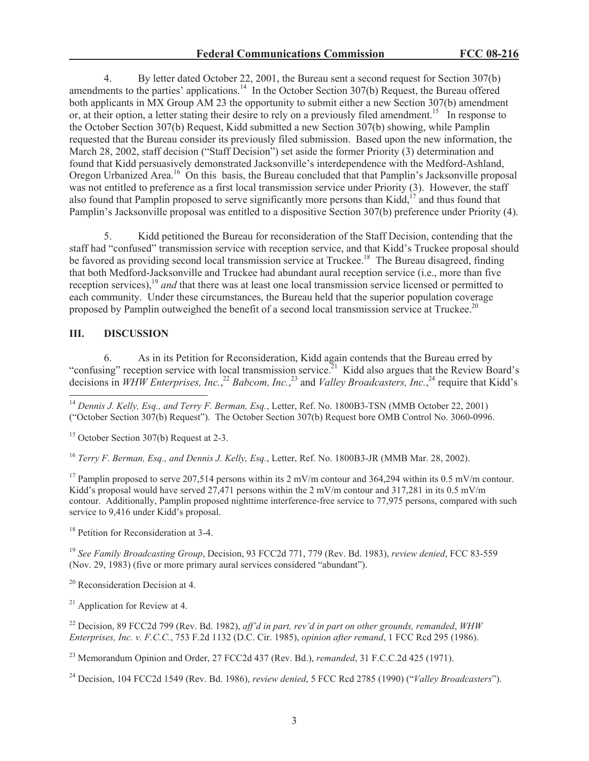4. By letter dated October 22, 2001, the Bureau sent a second request for Section 307(b) amendments to the parties' applications.[14] In the October Section 307(b) Request, the Bureau offered both applicants in MX Group AM 23 the opportunity to submit either a new Section 307(b) amendment or, at their option, a letter stating their desire to rely on a previously filed amendment.[15] In response to the October Section 307(b) Request, Kidd submitted a new Section 307(b) showing, while Pamplin requested that the Bureau consider its previously filed submission. Based upon the new information, the March 28, 2002, staff decision ("Staff Decision") set aside the former Priority (3) determination and found that Kidd persuasively demonstrated Jacksonville's interdependence with the Medford-Ashland, Oregon Urbanized Area.[16] On this basis, the Bureau concluded that that Pamplin's Jacksonville proposal was not entitled to preference as a first local transmission service under Priority (3). However, the staff also found that Pamplin proposed to serve significantly more persons than Kidd,[17] and thus found that Pamplin's Jacksonville proposal was entitled to a dispositive Section 307(b) preference under Priority (4).

5. Kidd petitioned the Bureau for reconsideration of the Staff Decision, contending that the staff had "confused" transmission service with reception service, and that Kidd's Truckee proposal should be favored as providing second local transmission service at Truckee.[18] The Bureau disagreed, finding that both Medford-Jacksonville and Truckee had abundant aural reception service (i.e., more than five reception services),[19] *and* that there was at least one local transmission service licensed or permitted to each community. Under these circumstances, the Bureau held that the superior population coverage proposed by Pamplin outweighed the benefit of a second local transmission service at Truckee.[20]

## III. DISCUSSION

6. As in its Petition for Reconsideration, Kidd again contends that the Bureau erred by "confusing" reception service with local transmission service.[21] Kidd also argues that the Review Board's decisions in *WHW Enterprises, Inc.*,[22] *Babcom, Inc.*,[23] and *Valley Broadcasters, Inc.*,[24] require that Kidd's

---

[14] *Dennis J. Kelly, Esq., and Terry F. Berman, Esq.*, Letter, Ref. No. 1800B3-TSN (MMB October 22, 2001) ("October Section 307(b) Request"). The October Section 307(b) Request bore OMB Control No. 3060-0996.

[15] October Section 307(b) Request at 2-3.

[16] *Terry F. Berman, Esq., and Dennis J. Kelly, Esq.*, Letter, Ref. No. 1800B3-JR (MMB Mar. 28, 2002).

[17] Pamplin proposed to serve 207,514 persons within its 2 mV/m contour and 364,294 within its 0.5 mV/m contour. Kidd's proposal would have served 27,471 persons within the 2 mV/m contour and 317,281 in its 0.5 mV/m contour. Additionally, Pamplin proposed nighttime interference-free service to 77,975 persons, compared with such service to 9,416 under Kidd's proposal.

[18] Petition for Reconsideration at 3-4.

[19] *See Family Broadcasting Group*, Decision, 93 FCC2d 771, 779 (Rev. Bd. 1983), *review denied*, FCC 83-559 (Nov. 29, 1983) (five or more primary aural services considered "abundant").

[20] Reconsideration Decision at 4.

[21] Application for Review at 4.

[22] Decision, 89 FCC2d 799 (Rev. Bd. 1982), *aff'd in part, rev'd in part on other grounds, remanded*, *WHW Enterprises, Inc. v. F.C.C.*, 753 F.2d 1132 (D.C. Cir. 1985), *opinion after remand*, 1 FCC Rcd 295 (1986).

[23] Memorandum Opinion and Order, 27 FCC2d 437 (Rev. Bd.), *remanded*, 31 F.C.C.2d 425 (1971).

[24] Decision, 104 FCC2d 1549 (Rev. Bd. 1986), *review denied*, 5 FCC Rcd 2785 (1990) ("*Valley Broadcasters*").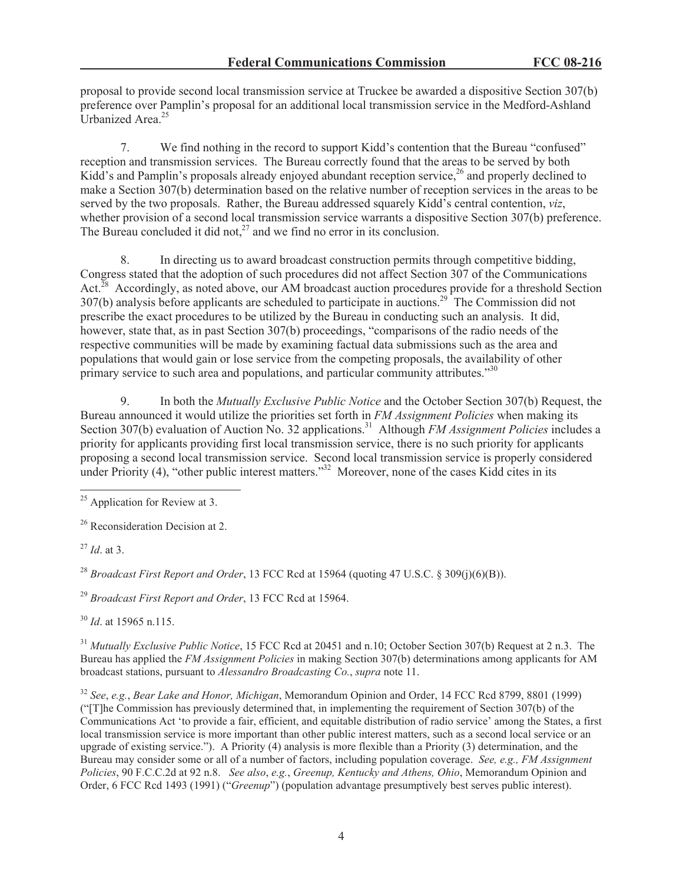proposal to provide second local transmission service at Truckee be awarded a dispositive Section 307(b) preference over Pamplin's proposal for an additional local transmission service in the Medford-Ashland Urbanized Area.[25]

7. We find nothing in the record to support Kidd's contention that the Bureau "confused" reception and transmission services. The Bureau correctly found that the areas to be served by both Kidd's and Pamplin's proposals already enjoyed abundant reception service,[26] and properly declined to make a Section 307(b) determination based on the relative number of reception services in the areas to be served by the two proposals. Rather, the Bureau addressed squarely Kidd's central contention, *viz*, whether provision of a second local transmission service warrants a dispositive Section 307(b) preference. The Bureau concluded it did not,[27] and we find no error in its conclusion.

8. In directing us to award broadcast construction permits through competitive bidding, Congress stated that the adoption of such procedures did not affect Section 307 of the Communications Act.[28] Accordingly, as noted above, our AM broadcast auction procedures provide for a threshold Section 307(b) analysis before applicants are scheduled to participate in auctions.[29] The Commission did not prescribe the exact procedures to be utilized by the Bureau in conducting such an analysis. It did, however, state that, as in past Section 307(b) proceedings, "comparisons of the radio needs of the respective communities will be made by examining factual data submissions such as the area and populations that would gain or lose service from the competing proposals, the availability of other primary service to such area and populations, and particular community attributes."[30]

9. In both the *Mutually Exclusive Public Notice* and the October Section 307(b) Request, the Bureau announced it would utilize the priorities set forth in *FM Assignment Policies* when making its Section 307(b) evaluation of Auction No. 32 applications.[31] Although *FM Assignment Policies* includes a priority for applicants providing first local transmission service, there is no such priority for applicants proposing a second local transmission service. Second local transmission service is properly considered under Priority (4), "other public interest matters."[32] Moreover, none of the cases Kidd cites in its

---

[25] Application for Review at 3.

[26] Reconsideration Decision at 2.

[27] *Id*. at 3.

[28] *Broadcast First Report and Order*, 13 FCC Rcd at 15964 (quoting 47 U.S.C. § 309(j)(6)(B)).

[29] *Broadcast First Report and Order*, 13 FCC Rcd at 15964.

[30] *Id*. at 15965 n.115.

[31] *Mutually Exclusive Public Notice*, 15 FCC Rcd at 20451 and n.10; October Section 307(b) Request at 2 n.3. The Bureau has applied the *FM Assignment Policies* in making Section 307(b) determinations among applicants for AM broadcast stations, pursuant to *Alessandro Broadcasting Co.*, *supra* note 11.

[32] *See*, *e.g.*, *Bear Lake and Honor, Michigan*, Memorandum Opinion and Order, 14 FCC Rcd 8799, 8801 (1999) ("[T]he Commission has previously determined that, in implementing the requirement of Section 307(b) of the Communications Act 'to provide a fair, efficient, and equitable distribution of radio service' among the States, a first local transmission service is more important than other public interest matters, such as a second local service or an upgrade of existing service."). A Priority (4) analysis is more flexible than a Priority (3) determination, and the Bureau may consider some or all of a number of factors, including population coverage. *See, e.g., FM Assignment Policies*, 90 F.C.C.2d at 92 n.8. *See also*, *e.g.*, *Greenup, Kentucky and Athens, Ohio*, Memorandum Opinion and Order, 6 FCC Rcd 1493 (1991) ("*Greenup*") (population advantage presumptively best serves public interest).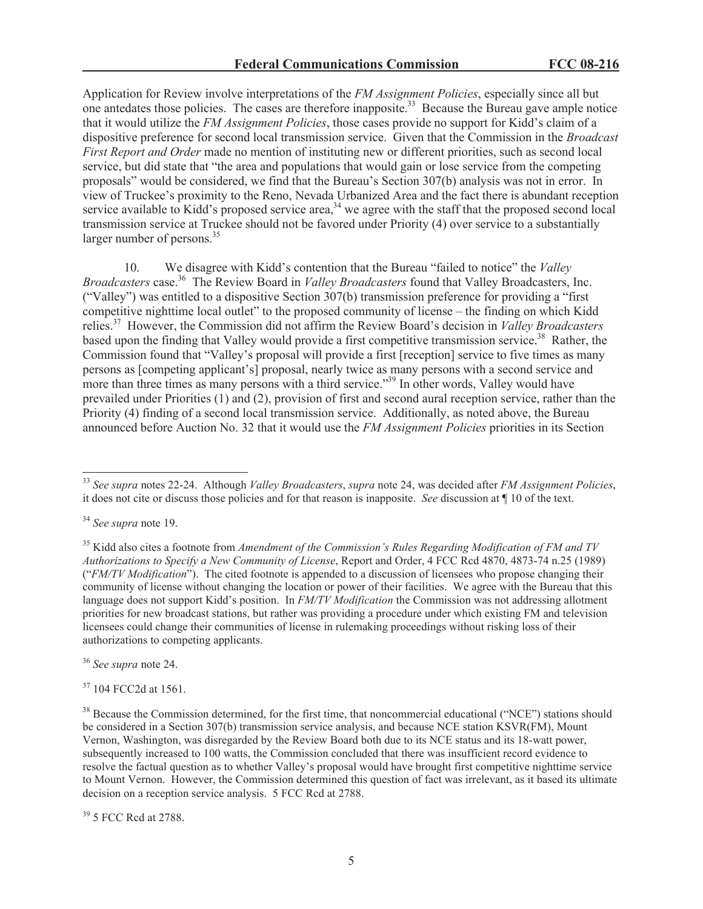Application for Review involve interpretations of the *FM Assignment Policies*, especially since all but one antedates those policies. The cases are therefore inapposite.[33] Because the Bureau gave ample notice that it would utilize the *FM Assignment Policies*, those cases provide no support for Kidd's claim of a dispositive preference for second local transmission service. Given that the Commission in the *Broadcast First Report and Order* made no mention of instituting new or different priorities, such as second local service, but did state that "the area and populations that would gain or lose service from the competing proposals" would be considered, we find that the Bureau's Section 307(b) analysis was not in error. In view of Truckee's proximity to the Reno, Nevada Urbanized Area and the fact there is abundant reception service available to Kidd's proposed service area,[34] we agree with the staff that the proposed second local transmission service at Truckee should not be favored under Priority (4) over service to a substantially larger number of persons.[35]

10. We disagree with Kidd's contention that the Bureau "failed to notice" the *Valley Broadcasters* case.[36] The Review Board in *Valley Broadcasters* found that Valley Broadcasters, Inc. ("Valley") was entitled to a dispositive Section 307(b) transmission preference for providing a "first competitive nighttime local outlet" to the proposed community of license – the finding on which Kidd relies.[37] However, the Commission did not affirm the Review Board's decision in *Valley Broadcasters* based upon the finding that Valley would provide a first competitive transmission service.[38] Rather, the Commission found that "Valley's proposal will provide a first [reception] service to five times as many persons as [competing applicant's] proposal, nearly twice as many persons with a second service and more than three times as many persons with a third service."[39] In other words, Valley would have prevailed under Priorities (1) and (2), provision of first and second aural reception service, rather than the Priority (4) finding of a second local transmission service. Additionally, as noted above, the Bureau announced before Auction No. 32 that it would use the *FM Assignment Policies* priorities in its Section

---

[33] *See supra* notes 22-24. Although *Valley Broadcasters*, *supra* note 24, was decided after *FM Assignment Policies*, it does not cite or discuss those policies and for that reason is inapposite. *See* discussion at ¶ 10 of the text.

[34] *See supra* note 19.

[35] Kidd also cites a footnote from *Amendment of the Commission's Rules Regarding Modification of FM and TV Authorizations to Specify a New Community of License*, Report and Order, 4 FCC Rcd 4870, 4873-74 n.25 (1989) ("*FM/TV Modification*"). The cited footnote is appended to a discussion of licensees who propose changing their community of license without changing the location or power of their facilities. We agree with the Bureau that this language does not support Kidd's position. In *FM/TV Modification* the Commission was not addressing allotment priorities for new broadcast stations, but rather was providing a procedure under which existing FM and television licensees could change their communities of license in rulemaking proceedings without risking loss of their authorizations to competing applicants.

[36] *See supra* note 24.

[37] 104 FCC2d at 1561.

[38] Because the Commission determined, for the first time, that noncommercial educational ("NCE") stations should be considered in a Section 307(b) transmission service analysis, and because NCE station KSVR(FM), Mount Vernon, Washington, was disregarded by the Review Board both due to its NCE status and its 18-watt power, subsequently increased to 100 watts, the Commission concluded that there was insufficient record evidence to resolve the factual question as to whether Valley's proposal would have brought first competitive nighttime service to Mount Vernon. However, the Commission determined this question of fact was irrelevant, as it based its ultimate decision on a reception service analysis. 5 FCC Rcd at 2788.

[39] 5 FCC Rcd at 2788.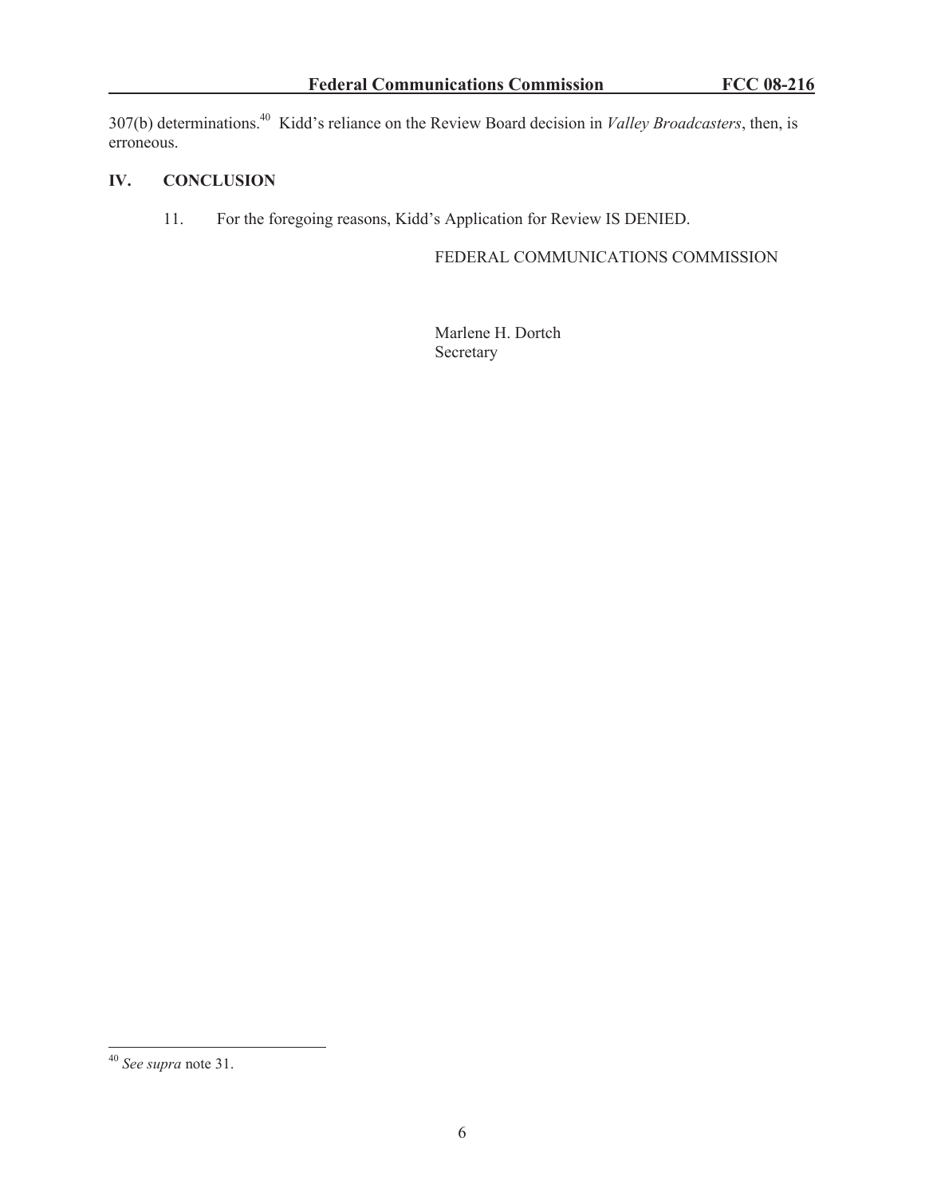307(b) determinations.[40] Kidd's reliance on the Review Board decision in *Valley Broadcasters*, then, is erroneous.

## IV. CONCLUSION

11. For the foregoing reasons, Kidd's Application for Review IS DENIED.

FEDERAL COMMUNICATIONS COMMISSION

Marlene H. Dortch
Secretary

---

[40] *See supra* note 31.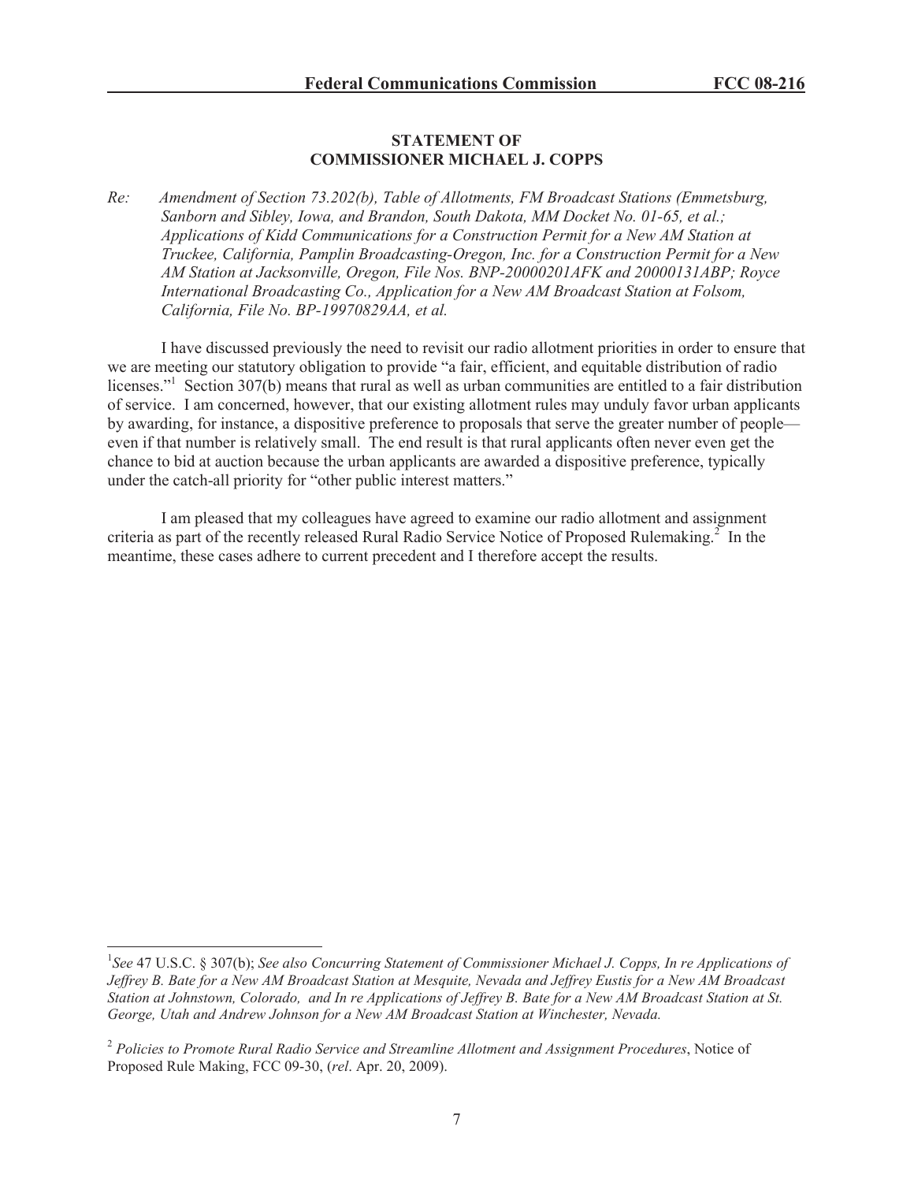**STATEMENT OF**
**COMMISSIONER MICHAEL J. COPPS**

*Re: Amendment of Section 73.202(b), Table of Allotments, FM Broadcast Stations (Emmetsburg, Sanborn and Sibley, Iowa, and Brandon, South Dakota, MM Docket No. 01-65, et al.; Applications of Kidd Communications for a Construction Permit for a New AM Station at Truckee, California, Pamplin Broadcasting-Oregon, Inc. for a Construction Permit for a New AM Station at Jacksonville, Oregon, File Nos. BNP-20000201AFK and 20000131ABP; Royce International Broadcasting Co., Application for a New AM Broadcast Station at Folsom, California, File No. BP-19970829AA, et al.*

I have discussed previously the need to revisit our radio allotment priorities in order to ensure that we are meeting our statutory obligation to provide "a fair, efficient, and equitable distribution of radio licenses."[1] Section 307(b) means that rural as well as urban communities are entitled to a fair distribution of service. I am concerned, however, that our existing allotment rules may unduly favor urban applicants by awarding, for instance, a dispositive preference to proposals that serve the greater number of people—even if that number is relatively small. The end result is that rural applicants often never even get the chance to bid at auction because the urban applicants are awarded a dispositive preference, typically under the catch-all priority for "other public interest matters."

I am pleased that my colleagues have agreed to examine our radio allotment and assignment criteria as part of the recently released Rural Radio Service Notice of Proposed Rulemaking.[2] In the meantime, these cases adhere to current precedent and I therefore accept the results.

---

[1] *See* 47 U.S.C. § 307(b); *See also Concurring Statement of Commissioner Michael J. Copps, In re Applications of Jeffrey B. Bate for a New AM Broadcast Station at Mesquite, Nevada and Jeffrey Eustis for a New AM Broadcast Station at Johnstown, Colorado, and In re Applications of Jeffrey B. Bate for a New AM Broadcast Station at St. George, Utah and Andrew Johnson for a New AM Broadcast Station at Winchester, Nevada.*

[2] *Policies to Promote Rural Radio Service and Streamline Allotment and Assignment Procedures*, Notice of Proposed Rule Making, FCC 09-30, (*rel*. Apr. 20, 2009).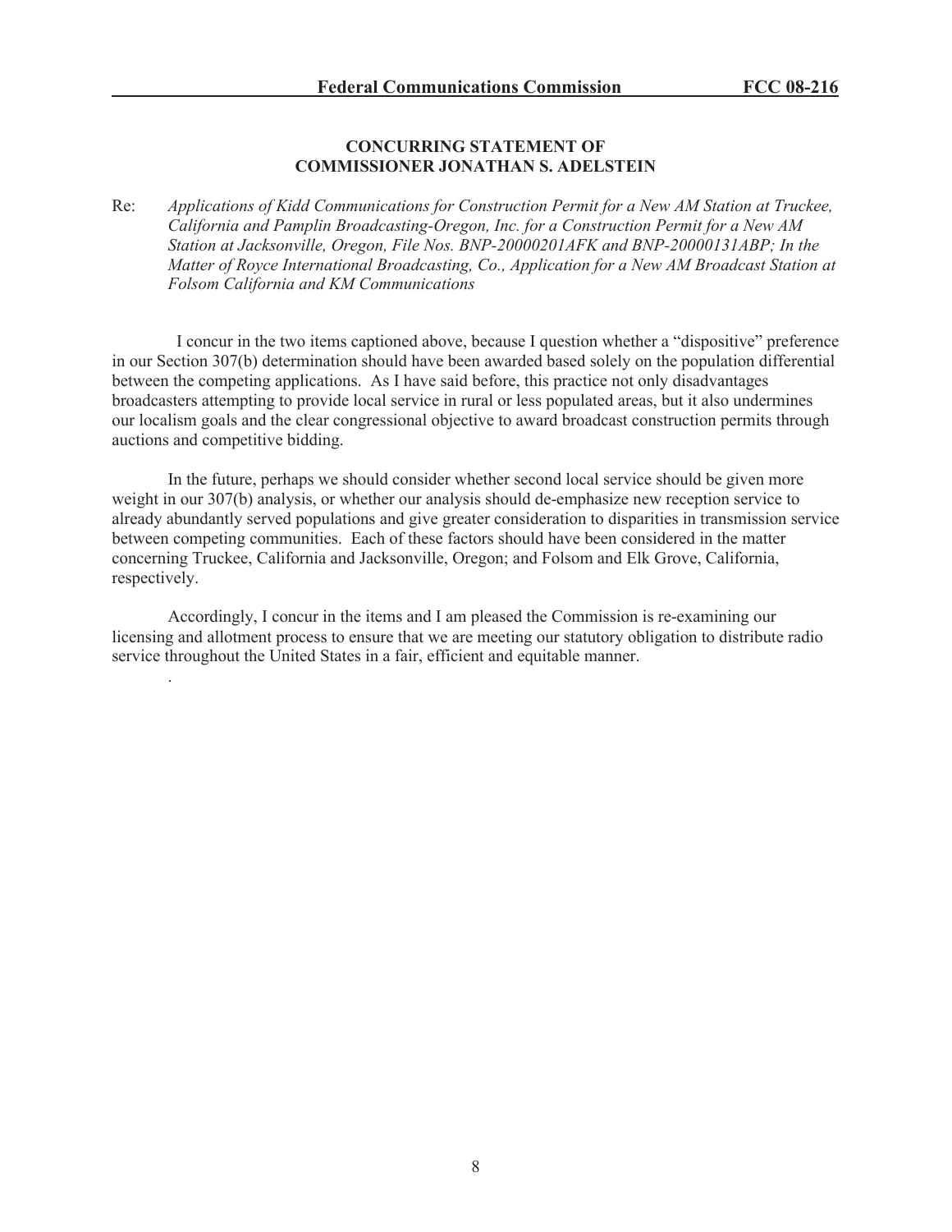**CONCURRING STATEMENT OF**
**COMMISSIONER JONATHAN S. ADELSTEIN**

Re: *Applications of Kidd Communications for Construction Permit for a New AM Station at Truckee, California and Pamplin Broadcasting-Oregon, Inc. for a Construction Permit for a New AM Station at Jacksonville, Oregon, File Nos. BNP-20000201AFK and BNP-20000131ABP; In the Matter of Royce International Broadcasting, Co., Application for a New AM Broadcast Station at Folsom California and KM Communications*

I concur in the two items captioned above, because I question whether a "dispositive" preference in our Section 307(b) determination should have been awarded based solely on the population differential between the competing applications. As I have said before, this practice not only disadvantages broadcasters attempting to provide local service in rural or less populated areas, but it also undermines our localism goals and the clear congressional objective to award broadcast construction permits through auctions and competitive bidding.

In the future, perhaps we should consider whether second local service should be given more weight in our 307(b) analysis, or whether our analysis should de-emphasize new reception service to already abundantly served populations and give greater consideration to disparities in transmission service between competing communities. Each of these factors should have been considered in the matter concerning Truckee, California and Jacksonville, Oregon; and Folsom and Elk Grove, California, respectively.

Accordingly, I concur in the items and I am pleased the Commission is re-examining our licensing and allotment process to ensure that we are meeting our statutory obligation to distribute radio service throughout the United States in a fair, efficient and equitable manner.